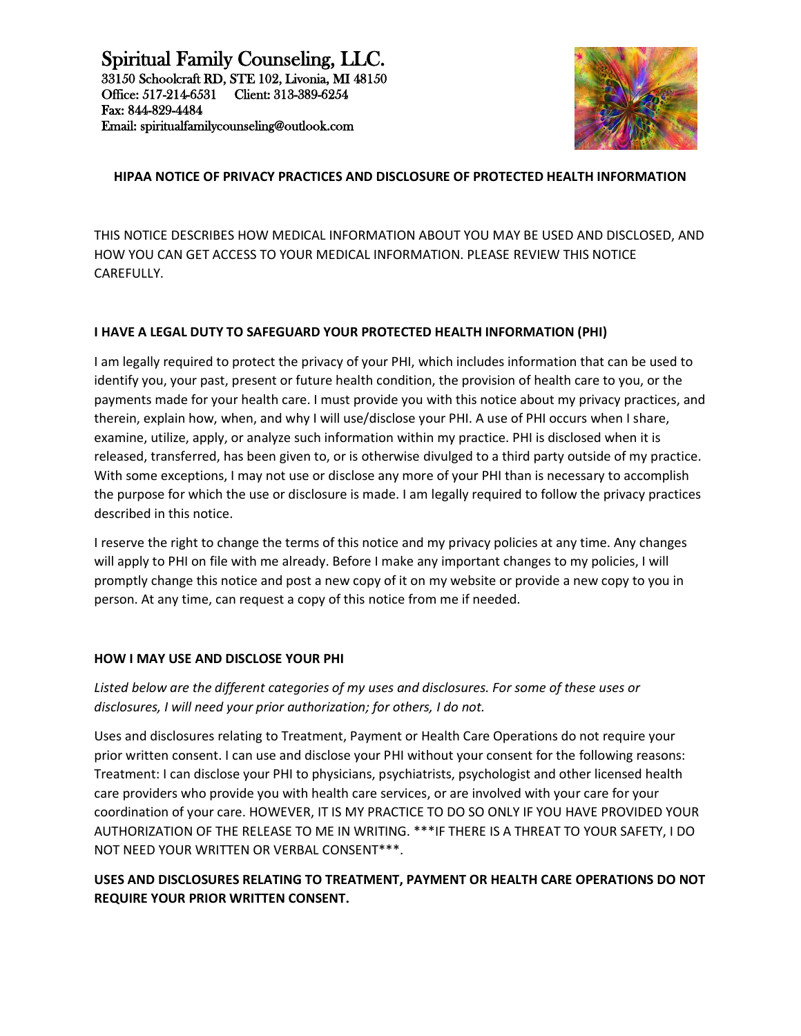# Spiritual Family Counseling, LLC.

33150 Schoolcraft RD, STE 102, Livonia, MI 48150
Office: 517-214-6531  Client: 313-389-6254
Fax: 844-829-4484
Email: spiritualfamilycounseling@outlook.com

## HIPAA NOTICE OF PRIVACY PRACTICES AND DISCLOSURE OF PROTECTED HEALTH INFORMATION

THIS NOTICE DESCRIBES HOW MEDICAL INFORMATION ABOUT YOU MAY BE USED AND DISCLOSED, AND HOW YOU CAN GET ACCESS TO YOUR MEDICAL INFORMATION. PLEASE REVIEW THIS NOTICE CAREFULLY.

### I HAVE A LEGAL DUTY TO SAFEGUARD YOUR PROTECTED HEALTH INFORMATION (PHI)

I am legally required to protect the privacy of your PHI, which includes information that can be used to identify you, your past, present or future health condition, the provision of health care to you, or the payments made for your health care. I must provide you with this notice about my privacy practices, and therein, explain how, when, and why I will use/disclose your PHI. A use of PHI occurs when I share, examine, utilize, apply, or analyze such information within my practice. PHI is disclosed when it is released, transferred, has been given to, or is otherwise divulged to a third party outside of my practice. With some exceptions, I may not use or disclose any more of your PHI than is necessary to accomplish the purpose for which the use or disclosure is made. I am legally required to follow the privacy practices described in this notice.

I reserve the right to change the terms of this notice and my privacy policies at any time. Any changes will apply to PHI on file with me already. Before I make any important changes to my policies, I will promptly change this notice and post a new copy of it on my website or provide a new copy to you in person. At any time, can request a copy of this notice from me if needed.

### HOW I MAY USE AND DISCLOSE YOUR PHI

*Listed below are the different categories of my uses and disclosures. For some of these uses or disclosures, I will need your prior authorization; for others, I do not.*

Uses and disclosures relating to Treatment, Payment or Health Care Operations do not require your prior written consent. I can use and disclose your PHI without your consent for the following reasons: Treatment: I can disclose your PHI to physicians, psychiatrists, psychologist and other licensed health care providers who provide you with health care services, or are involved with your care for your coordination of your care. HOWEVER, IT IS MY PRACTICE TO DO SO ONLY IF YOU HAVE PROVIDED YOUR AUTHORIZATION OF THE RELEASE TO ME IN WRITING. ***IF THERE IS A THREAT TO YOUR SAFETY, I DO NOT NEED YOUR WRITTEN OR VERBAL CONSENT***.

**USES AND DISCLOSURES RELATING TO TREATMENT, PAYMENT OR HEALTH CARE OPERATIONS DO NOT REQUIRE YOUR PRIOR WRITTEN CONSENT.**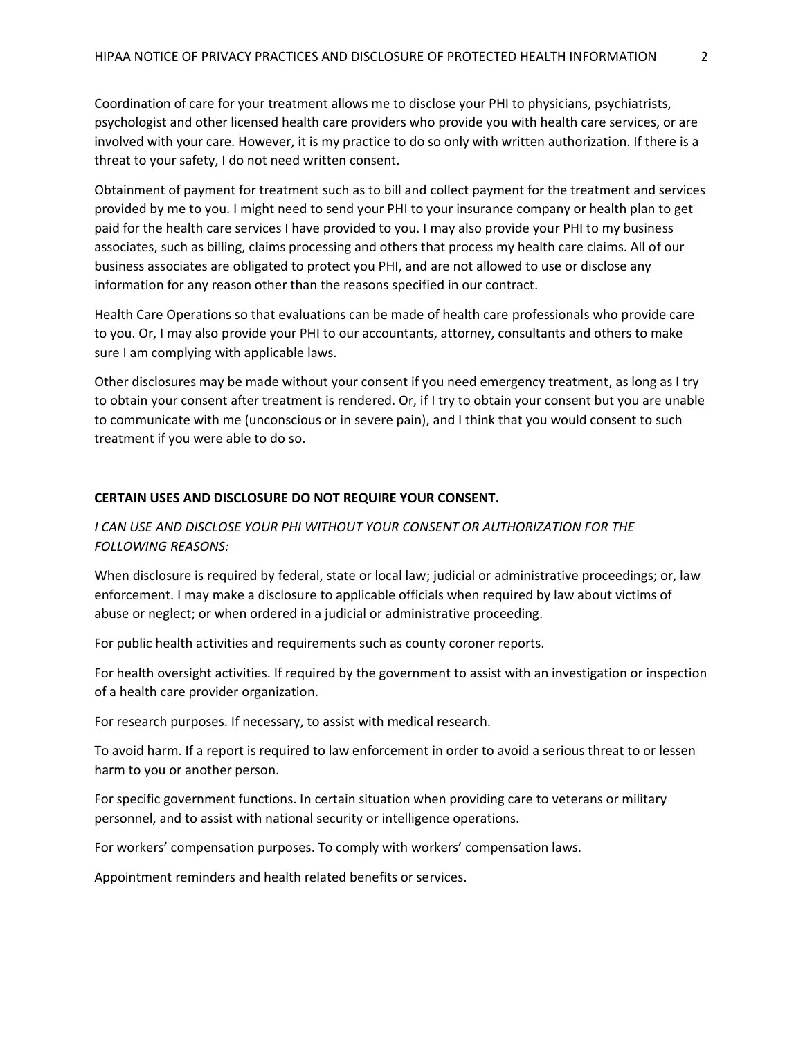Coordination of care for your treatment allows me to disclose your PHI to physicians, psychiatrists, psychologist and other licensed health care providers who provide you with health care services, or are involved with your care. However, it is my practice to do so only with written authorization. If there is a threat to your safety, I do not need written consent.

Obtainment of payment for treatment such as to bill and collect payment for the treatment and services provided by me to you. I might need to send your PHI to your insurance company or health plan to get paid for the health care services I have provided to you. I may also provide your PHI to my business associates, such as billing, claims processing and others that process my health care claims. All of our business associates are obligated to protect you PHI, and are not allowed to use or disclose any information for any reason other than the reasons specified in our contract.

Health Care Operations so that evaluations can be made of health care professionals who provide care to you. Or, I may also provide your PHI to our accountants, attorney, consultants and others to make sure I am complying with applicable laws.

Other disclosures may be made without your consent if you need emergency treatment, as long as I try to obtain your consent after treatment is rendered. Or, if I try to obtain your consent but you are unable to communicate with me (unconscious or in severe pain), and I think that you would consent to such treatment if you were able to do so.

**CERTAIN USES AND DISCLOSURE DO NOT REQUIRE YOUR CONSENT.**

*I CAN USE AND DISCLOSE YOUR PHI WITHOUT YOUR CONSENT OR AUTHORIZATION FOR THE FOLLOWING REASONS:*

When disclosure is required by federal, state or local law; judicial or administrative proceedings; or, law enforcement. I may make a disclosure to applicable officials when required by law about victims of abuse or neglect; or when ordered in a judicial or administrative proceeding.

For public health activities and requirements such as county coroner reports.

For health oversight activities. If required by the government to assist with an investigation or inspection of a health care provider organization.

For research purposes. If necessary, to assist with medical research.

To avoid harm. If a report is required to law enforcement in order to avoid a serious threat to or lessen harm to you or another person.

For specific government functions. In certain situation when providing care to veterans or military personnel, and to assist with national security or intelligence operations.

For workers' compensation purposes. To comply with workers' compensation laws.

Appointment reminders and health related benefits or services.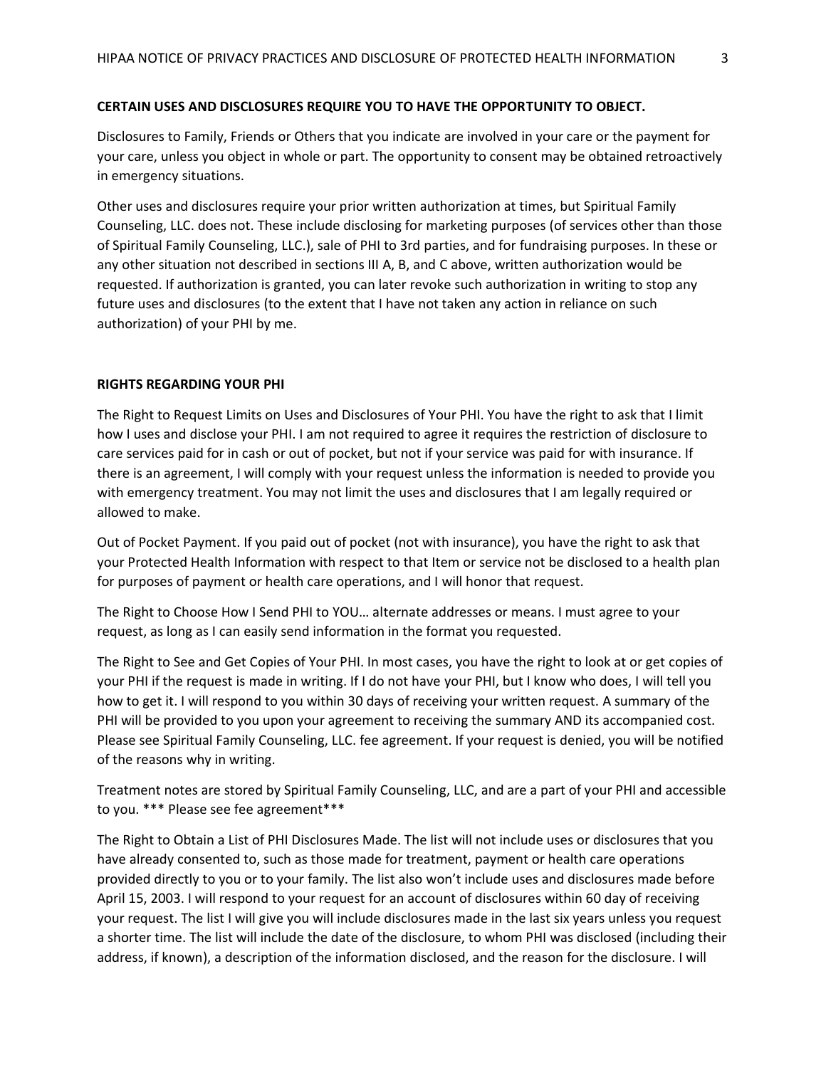**CERTAIN USES AND DISCLOSURES REQUIRE YOU TO HAVE THE OPPORTUNITY TO OBJECT.**

Disclosures to Family, Friends or Others that you indicate are involved in your care or the payment for your care, unless you object in whole or part. The opportunity to consent may be obtained retroactively in emergency situations.

Other uses and disclosures require your prior written authorization at times, but Spiritual Family Counseling, LLC. does not. These include disclosing for marketing purposes (of services other than those of Spiritual Family Counseling, LLC.), sale of PHI to 3rd parties, and for fundraising purposes. In these or any other situation not described in sections III A, B, and C above, written authorization would be requested. If authorization is granted, you can later revoke such authorization in writing to stop any future uses and disclosures (to the extent that I have not taken any action in reliance on such authorization) of your PHI by me.

**RIGHTS REGARDING YOUR PHI**

The Right to Request Limits on Uses and Disclosures of Your PHI. You have the right to ask that I limit how I uses and disclose your PHI. I am not required to agree it requires the restriction of disclosure to care services paid for in cash or out of pocket, but not if your service was paid for with insurance. If there is an agreement, I will comply with your request unless the information is needed to provide you with emergency treatment. You may not limit the uses and disclosures that I am legally required or allowed to make.

Out of Pocket Payment. If you paid out of pocket (not with insurance), you have the right to ask that your Protected Health Information with respect to that Item or service not be disclosed to a health plan for purposes of payment or health care operations, and I will honor that request.

The Right to Choose How I Send PHI to YOU… alternate addresses or means. I must agree to your request, as long as I can easily send information in the format you requested.

The Right to See and Get Copies of Your PHI. In most cases, you have the right to look at or get copies of your PHI if the request is made in writing. If I do not have your PHI, but I know who does, I will tell you how to get it. I will respond to you within 30 days of receiving your written request. A summary of the PHI will be provided to you upon your agreement to receiving the summary AND its accompanied cost. Please see Spiritual Family Counseling, LLC. fee agreement. If your request is denied, you will be notified of the reasons why in writing.

Treatment notes are stored by Spiritual Family Counseling, LLC, and are a part of your PHI and accessible to you. *** Please see fee agreement***

The Right to Obtain a List of PHI Disclosures Made. The list will not include uses or disclosures that you have already consented to, such as those made for treatment, payment or health care operations provided directly to you or to your family. The list also won't include uses and disclosures made before April 15, 2003. I will respond to your request for an account of disclosures within 60 day of receiving your request. The list I will give you will include disclosures made in the last six years unless you request a shorter time. The list will include the date of the disclosure, to whom PHI was disclosed (including their address, if known), a description of the information disclosed, and the reason for the disclosure. I will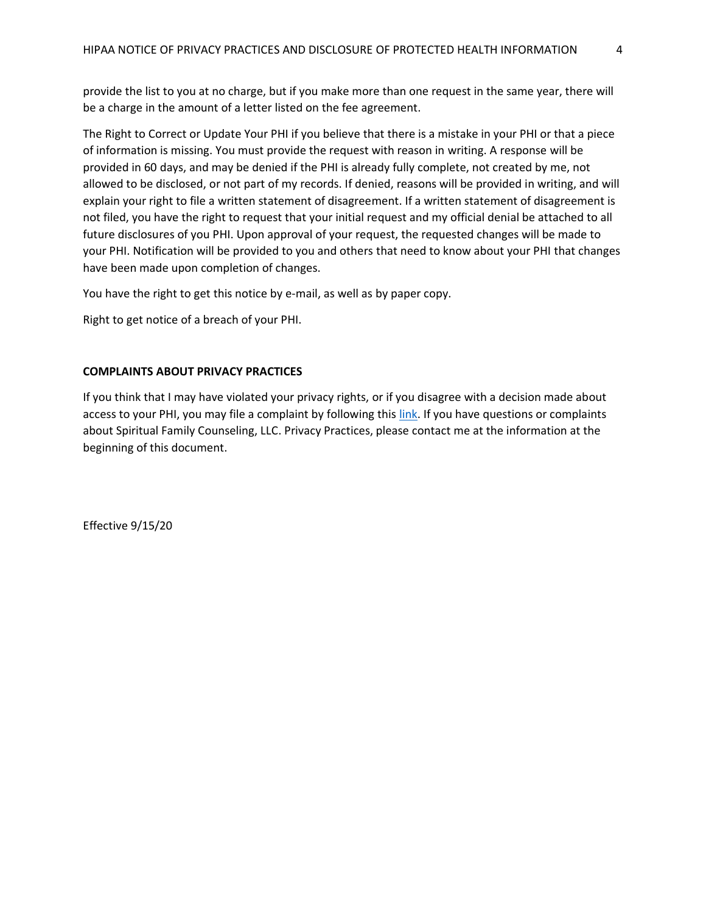provide the list to you at no charge, but if you make more than one request in the same year, there will be a charge in the amount of a letter listed on the fee agreement.

The Right to Correct or Update Your PHI if you believe that there is a mistake in your PHI or that a piece of information is missing. You must provide the request with reason in writing. A response will be provided in 60 days, and may be denied if the PHI is already fully complete, not created by me, not allowed to be disclosed, or not part of my records. If denied, reasons will be provided in writing, and will explain your right to file a written statement of disagreement. If a written statement of disagreement is not filed, you have the right to request that your initial request and my official denial be attached to all future disclosures of you PHI. Upon approval of your request, the requested changes will be made to your PHI. Notification will be provided to you and others that need to know about your PHI that changes have been made upon completion of changes.

You have the right to get this notice by e-mail, as well as by paper copy.

Right to get notice of a breach of your PHI.

**COMPLAINTS ABOUT PRIVACY PRACTICES**

If you think that I may have violated your privacy rights, or if you disagree with a decision made about access to your PHI, you may file a complaint by following this link. If you have questions or complaints about Spiritual Family Counseling, LLC. Privacy Practices, please contact me at the information at the beginning of this document.

Effective 9/15/20